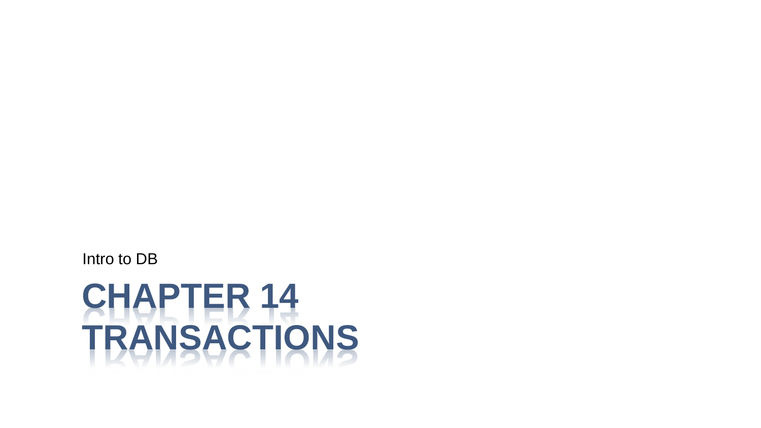Intro to DB

# CHAPTER 14 TRANSACTIONS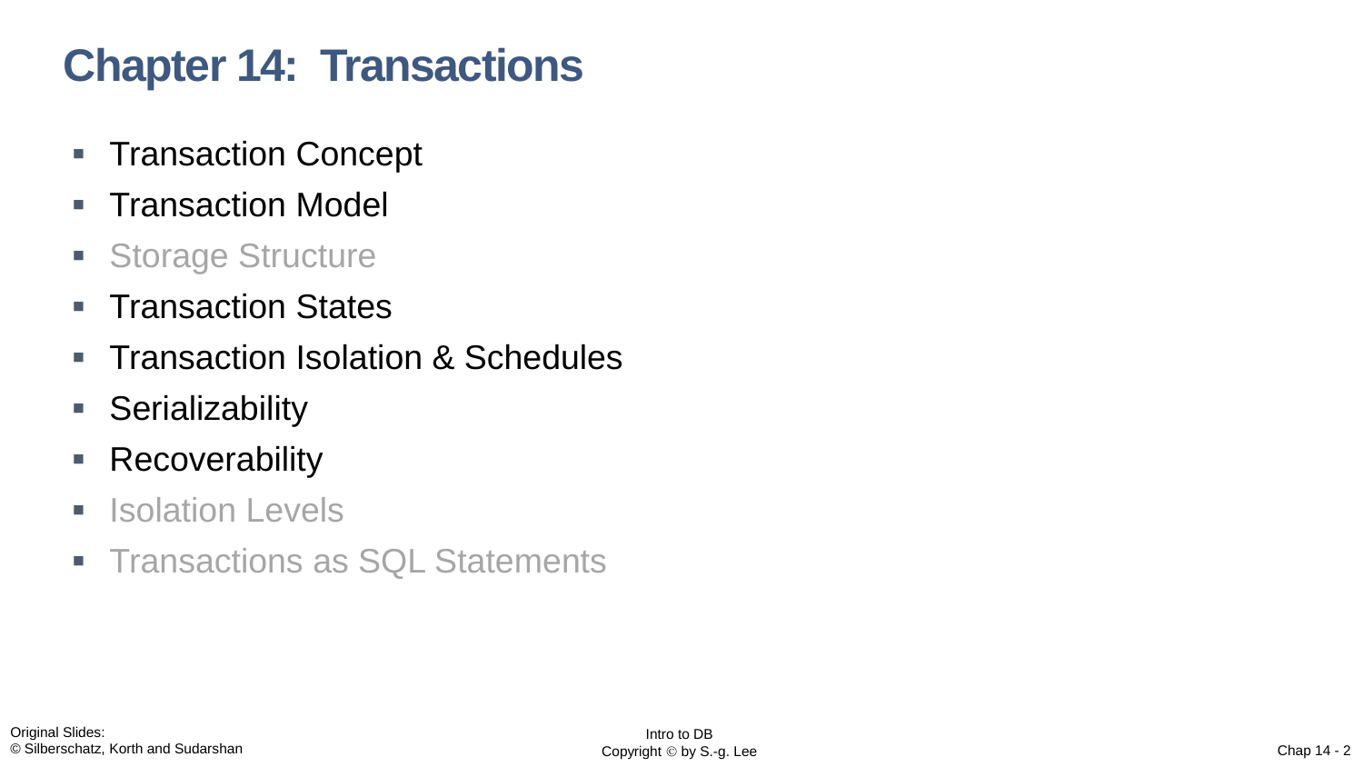# Chapter 14: Transactions

- Transaction Concept
- Transaction Model
- Storage Structure
- Transaction States
- Transaction Isolation & Schedules
- Serializability
- Recoverability
- Isolation Levels
- Transactions as SQL Statements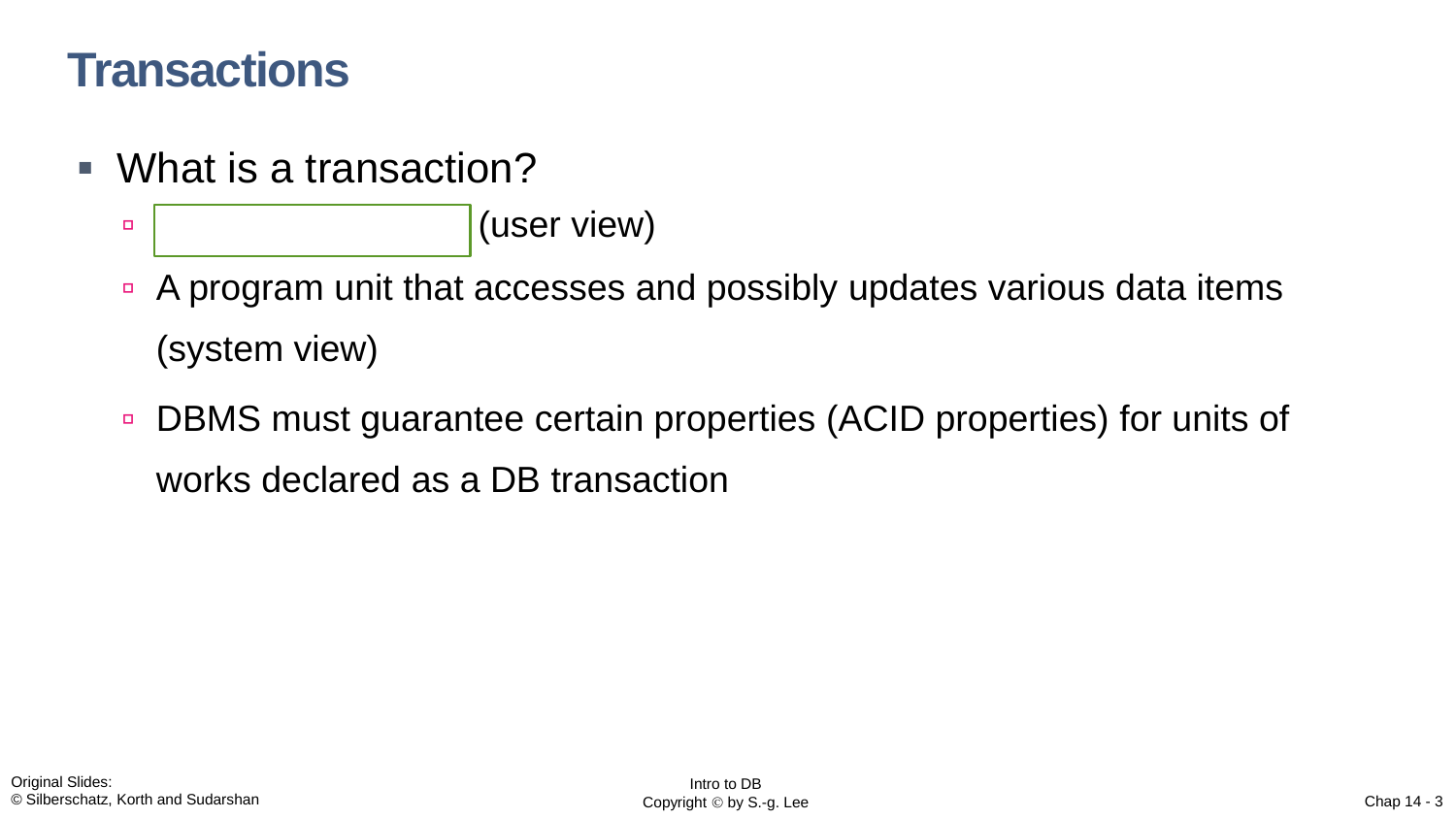# Transactions

- What is a transaction?
  - (user view)
  - A program unit that accesses and possibly updates various data items (system view)
  - DBMS must guarantee certain properties (ACID properties) for units of works declared as a DB transaction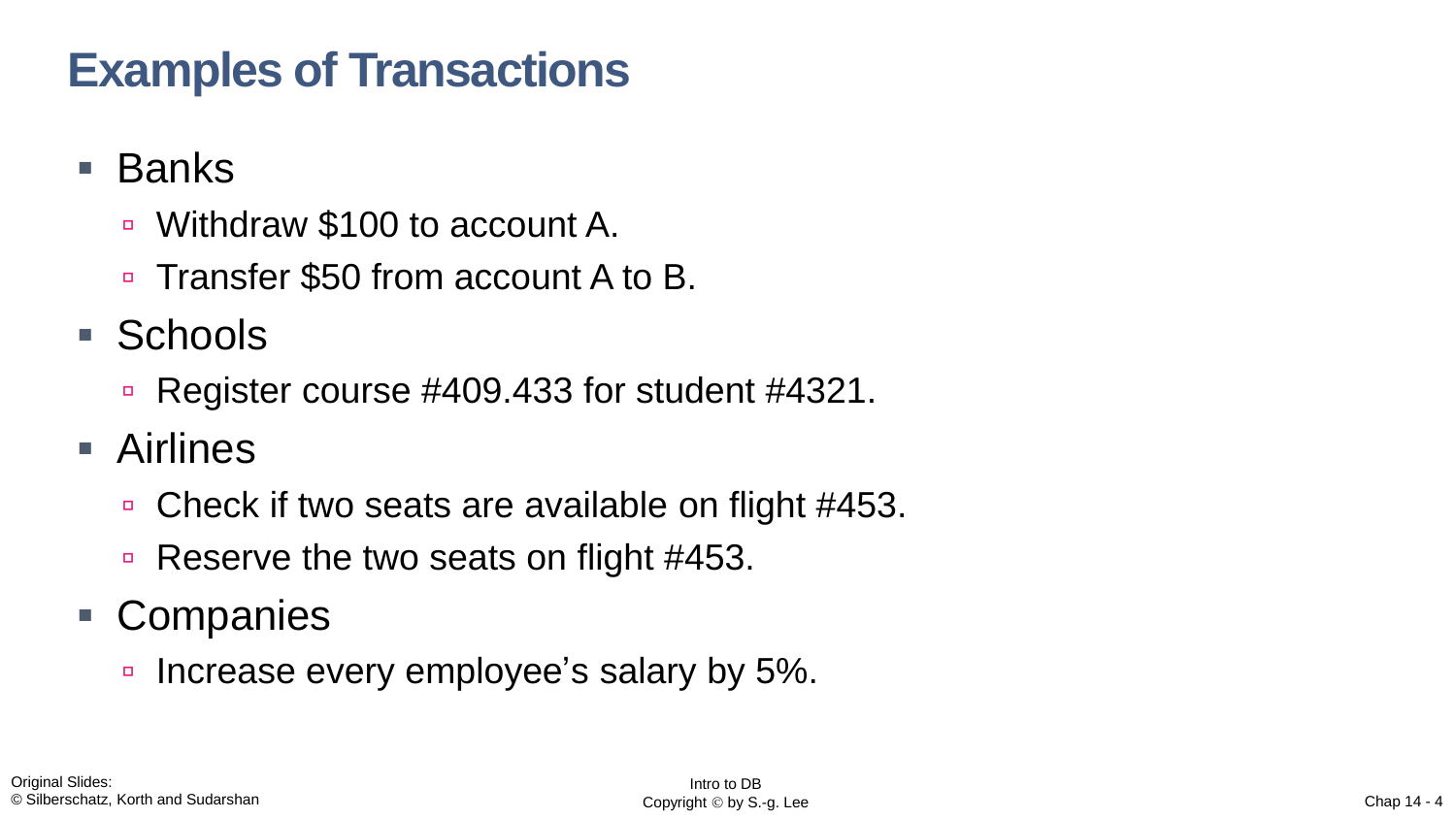# Examples of Transactions

- Banks
  - Withdraw $100 to account A.
  - Transfer $50 from account A to B.
- Schools
  - Register course #409.433 for student #4321.
- Airlines
  - Check if two seats are available on flight #453.
  - Reserve the two seats on flight #453.
- Companies
  - Increase every employee’s salary by 5%.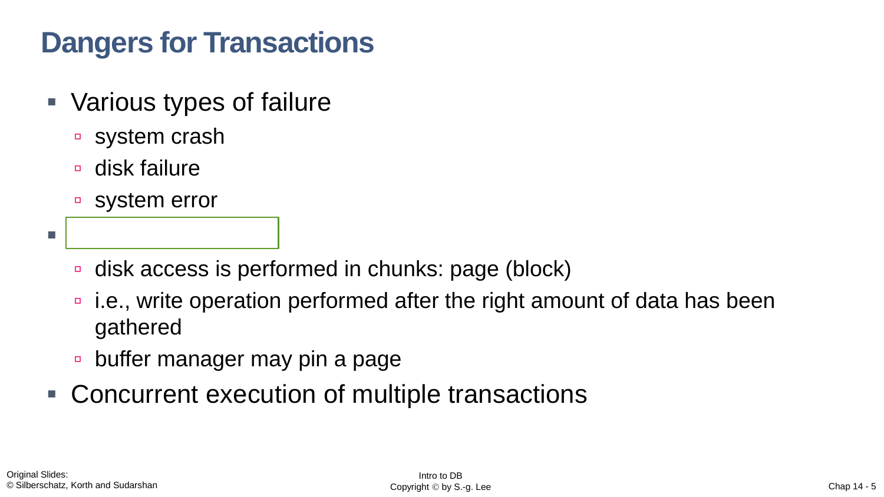# Dangers for Transactions

- Various types of failure
  - system crash
  - disk failure
  - system error
- 
  - disk access is performed in chunks: page (block)
  - i.e., write operation performed after the right amount of data has been gathered
  - buffer manager may pin a page
- Concurrent execution of multiple transactions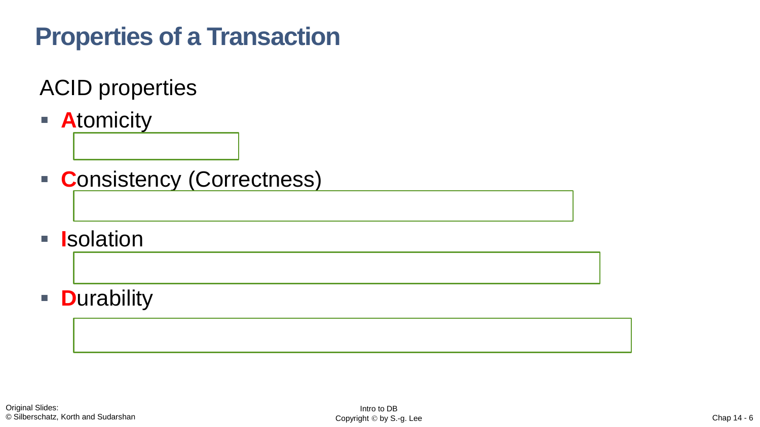# Properties of a Transaction

ACID properties

- **A**tomicity
- **C**onsistency (Correctness)
- **I**solation
- **D**urability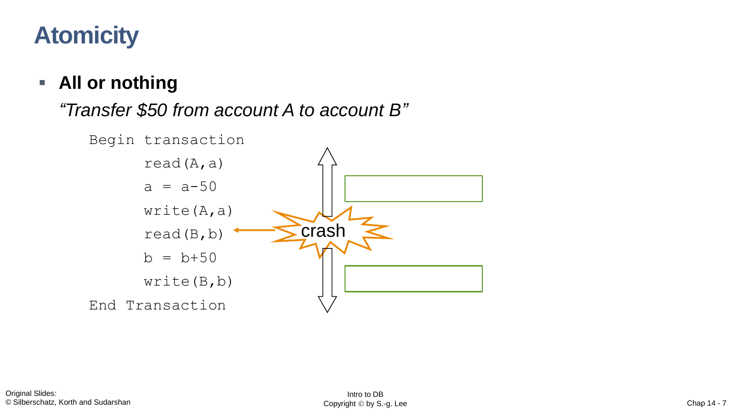# Atomicity

- **All or nothing**

  *"Transfer $50 from account A to account B"*

```
Begin transaction
      read(A,a)
      a = a-50
      write(A,a)
      read(B,b)
      b = b+50
      write(B,b)
End Transaction
```

crash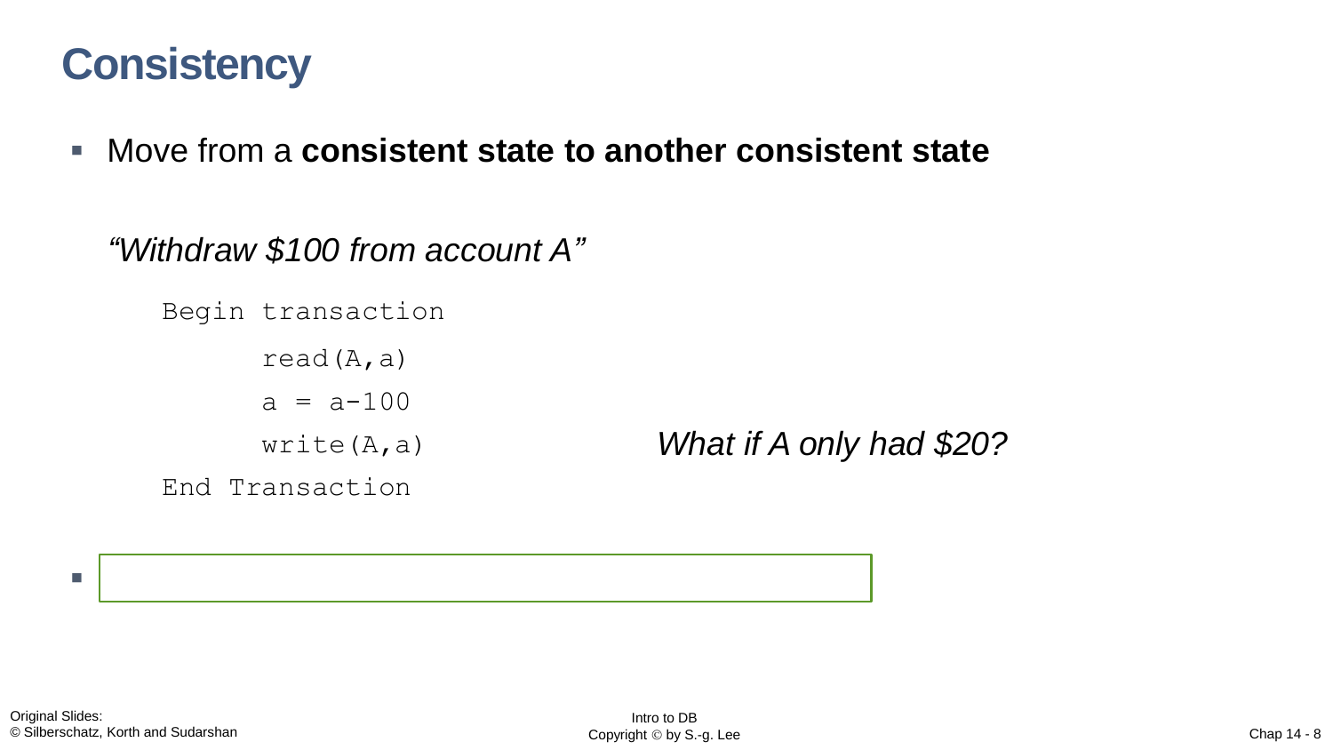# Consistency

- Move from a **consistent state to another consistent state**

*"Withdraw $100 from account A"*

```
Begin transaction
      read(A,a)
      a = a-100
      write(A,a)
End Transaction
```

*What if A only had $20?*

-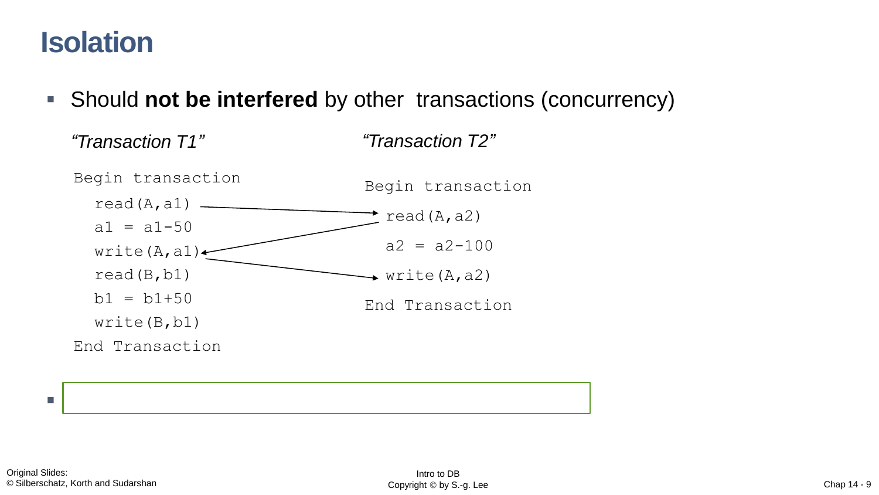# Isolation

- Should **not be interfered** by other transactions (concurrency)

*"Transaction T1"*

```
Begin transaction
  read(A,a1)
  a1 = a1-50
  write(A,a1)
  read(B,b1)
  b1 = b1+50
  write(B,b1)
End Transaction
```

*"Transaction T2"*

```
Begin transaction
  read(A,a2)
  a2 = a2-100
  write(A,a2)
End Transaction
```

-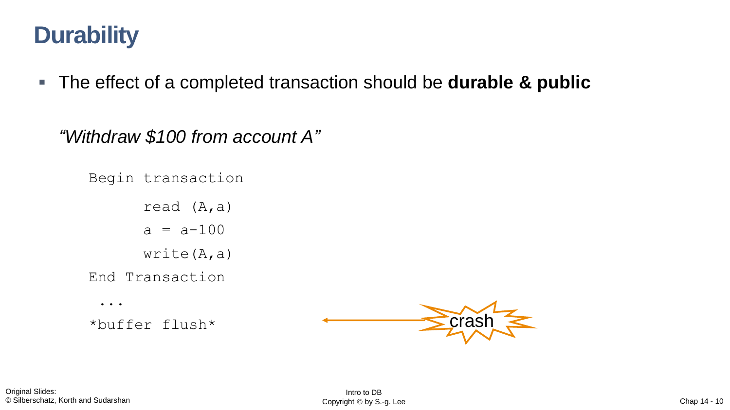# Durability

- The effect of a completed transaction should be **durable & public**

*"Withdraw $100 from account A"*

```
Begin transaction
      read (A,a)
      a = a-100
      write(A,a)
End Transaction
 ...
*buffer flush*
```

crash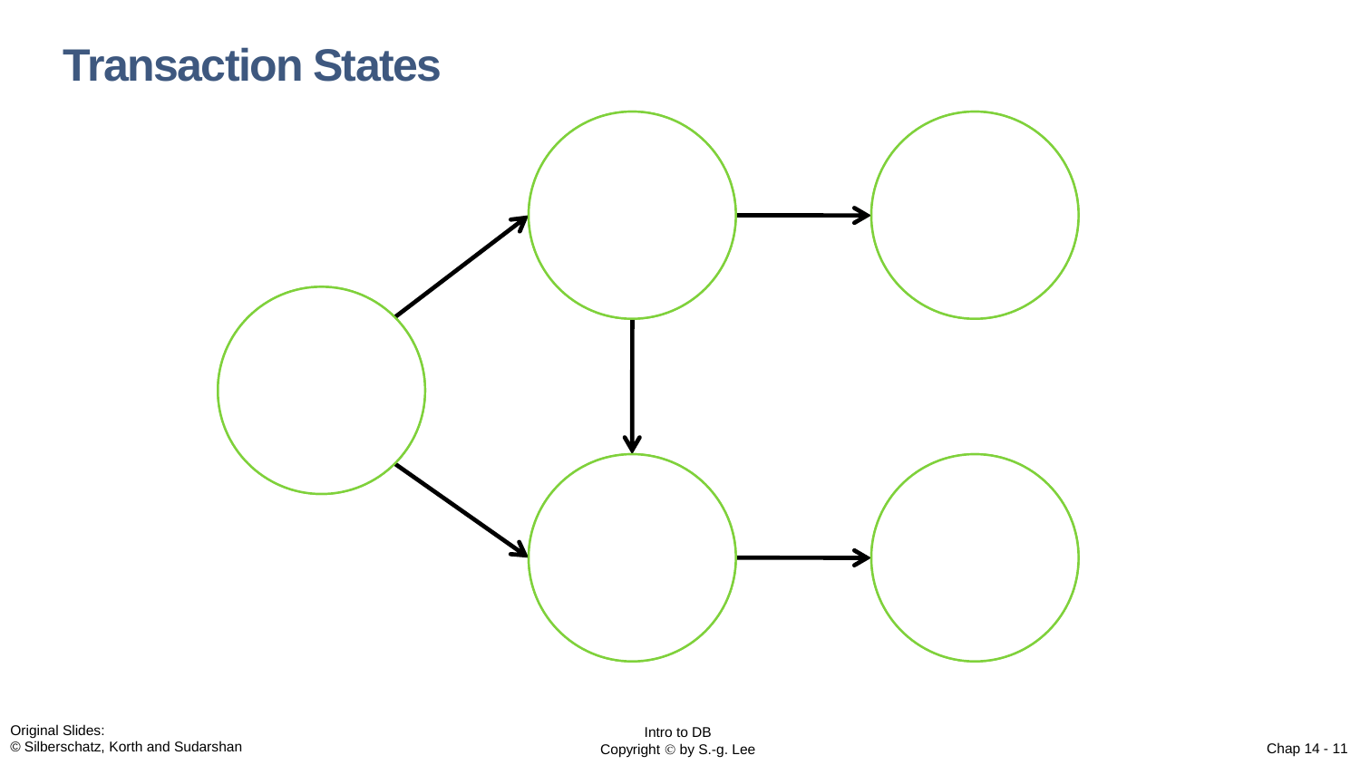# Transaction States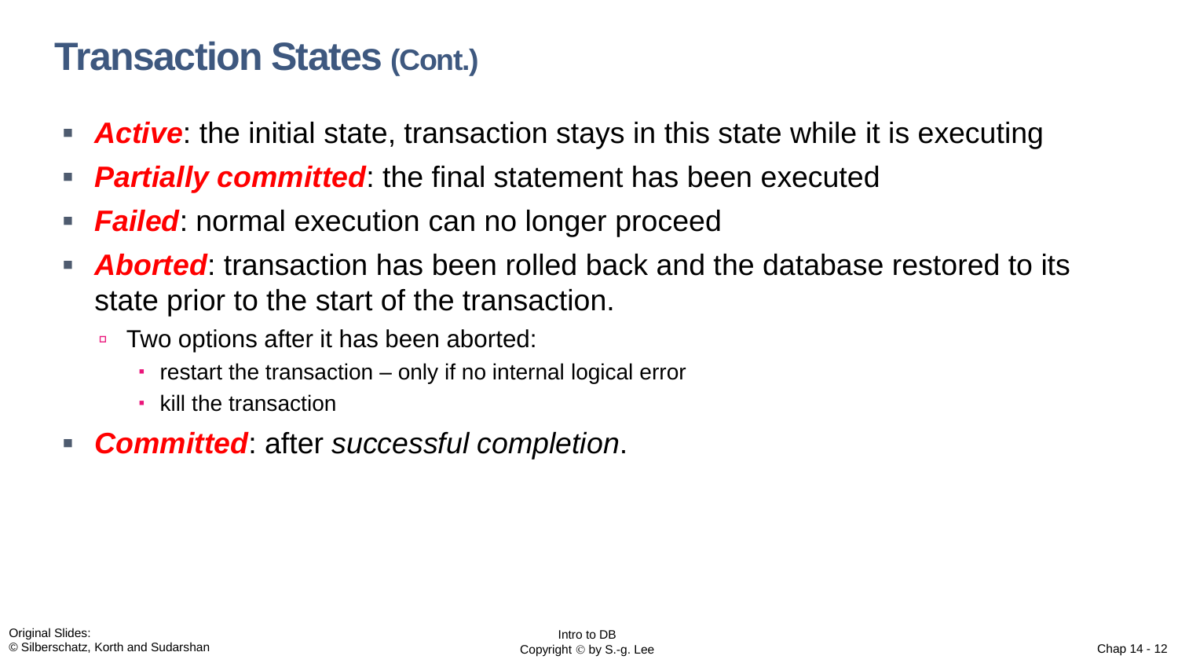# Transcription States (Cont.)

- ***Active***: the initial state, transaction stays in this state while it is executing
- ***Partially committed***: the final statement has been executed
- ***Failed***: normal execution can no longer proceed
- ***Aborted***: transaction has been rolled back and the database restored to its state prior to the start of the transaction.
  - Two options after it has been aborted:
    - restart the transaction – only if no internal logical error
    - kill the transaction
- ***Committed***: after *successful completion*.

# Transaction States (Cont.)

- ***Active***: the initial state, transaction stays in this state while it is executing
- ***Partially committed***: the final statement has been executed
- ***Failed***: normal execution can no longer proceed
- ***Aborted***: transaction has been rolled back and the database restored to its state prior to the start of the transaction.
  - Two options after it has been aborted:
    - restart the transaction – only if no internal logical error
    - kill the transaction
- ***Committed***: after *successful completion*.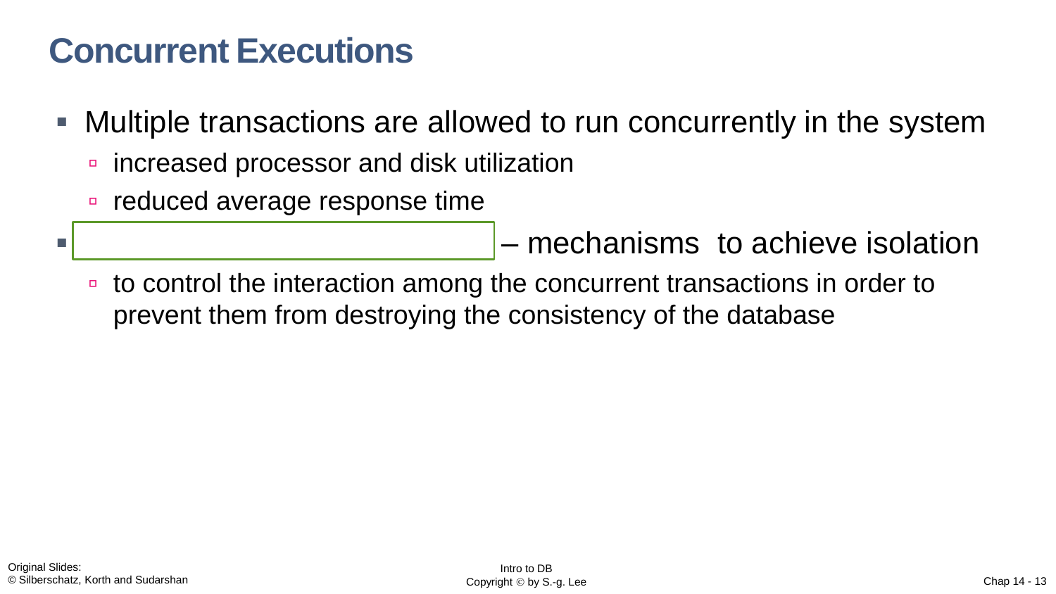# Concurrent Executions

- Multiple transactions are allowed to run concurrently in the system
  - increased processor and disk utilization
  - reduced average response time
- – mechanisms to achieve isolation
  - to control the interaction among the concurrent transactions in order to prevent them from destroying the consistency of the database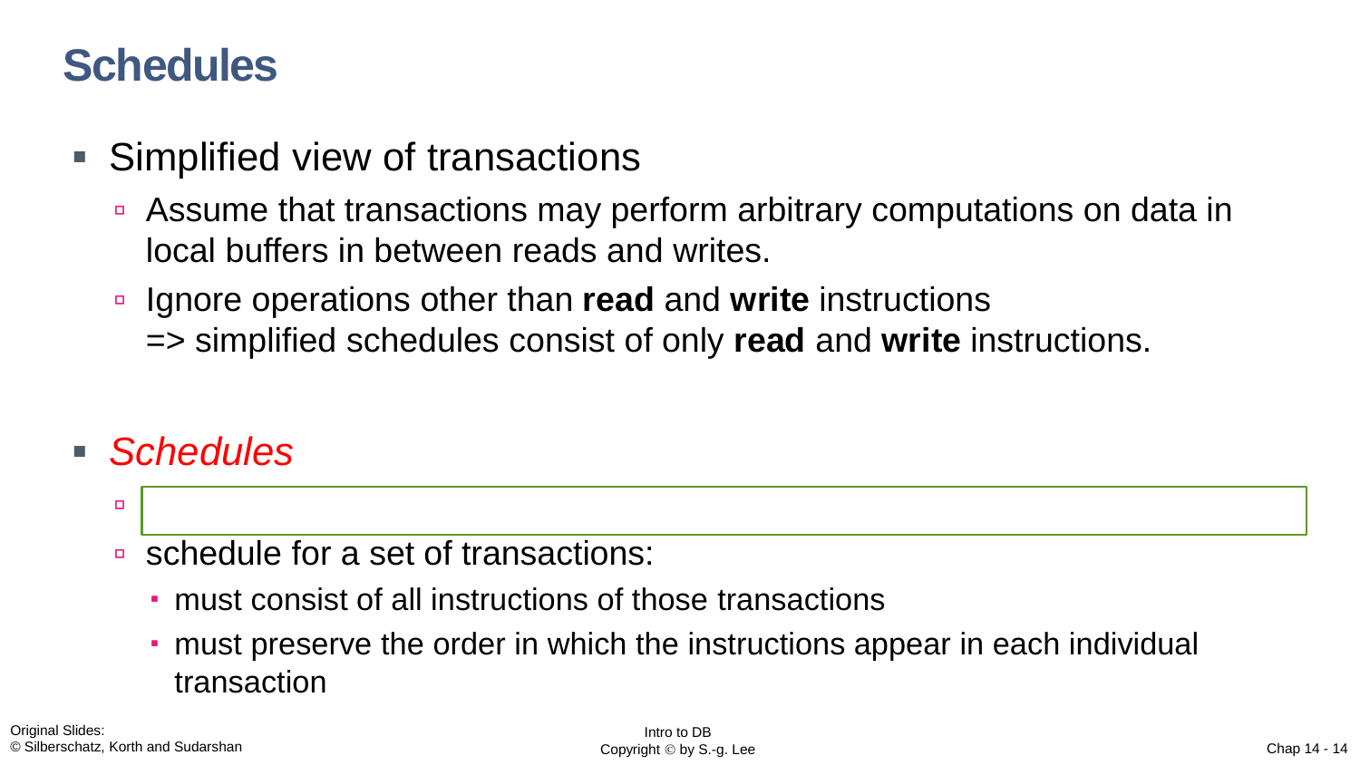# Schedules

- Simplified view of transactions
  - Assume that transactions may perform arbitrary computations on data in local buffers in between reads and writes.
  - Ignore operations other than **read** and **write** instructions
    => simplified schedules consist of only **read** and **write** instructions.

- *Schedules*
  - 
  - schedule for a set of transactions:
    - must consist of all instructions of those transactions
    - must preserve the order in which the instructions appear in each individual transaction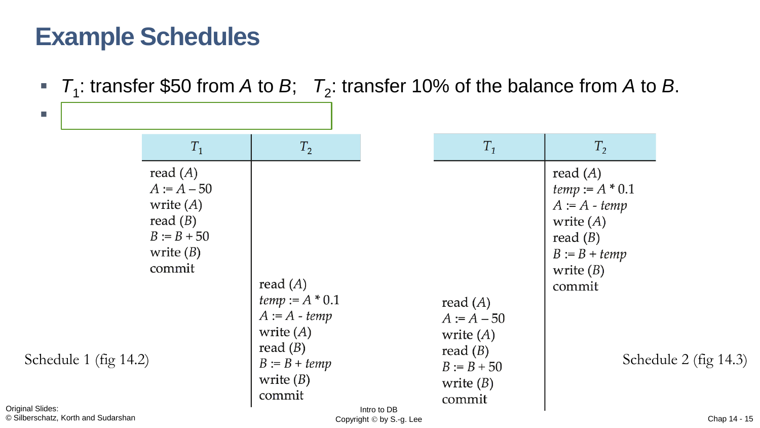# Example Schedules

- $T_1$: transfer \$50 from $A$ to $B$; $T_2$: transfer 10% of the balance from $A$ to $B$.
- 

**Schedule 1 (fig 14.2)**

| $T_1$ | $T_2$ |
|---|---|
| read ($A$)<br>$A := A - 50$<br>write ($A$)<br>read ($B$)<br>$B := B + 50$<br>write ($B$)<br>commit | |
| | read ($A$)<br>$temp := A * 0.1$<br>$A := A - temp$<br>write ($A$)<br>read ($B$)<br>$B := B + temp$<br>write ($B$)<br>commit |

**Schedule 2 (fig 14.3)**

| $T_1$ | $T_2$ |
|---|---|
| | read ($A$)<br>$temp := A * 0.1$<br>$A := A - temp$<br>write ($A$)<br>read ($B$)<br>$B := B + temp$<br>write ($B$)<br>commit |
| read ($A$)<br>$A := A - 50$<br>write ($A$)<br>read ($B$)<br>$B := B + 50$<br>write ($B$)<br>commit | |

Original Slides:
© Silberschatz, Korth and Sudarshan

Intro to DB
Copyright © by S.-g. Lee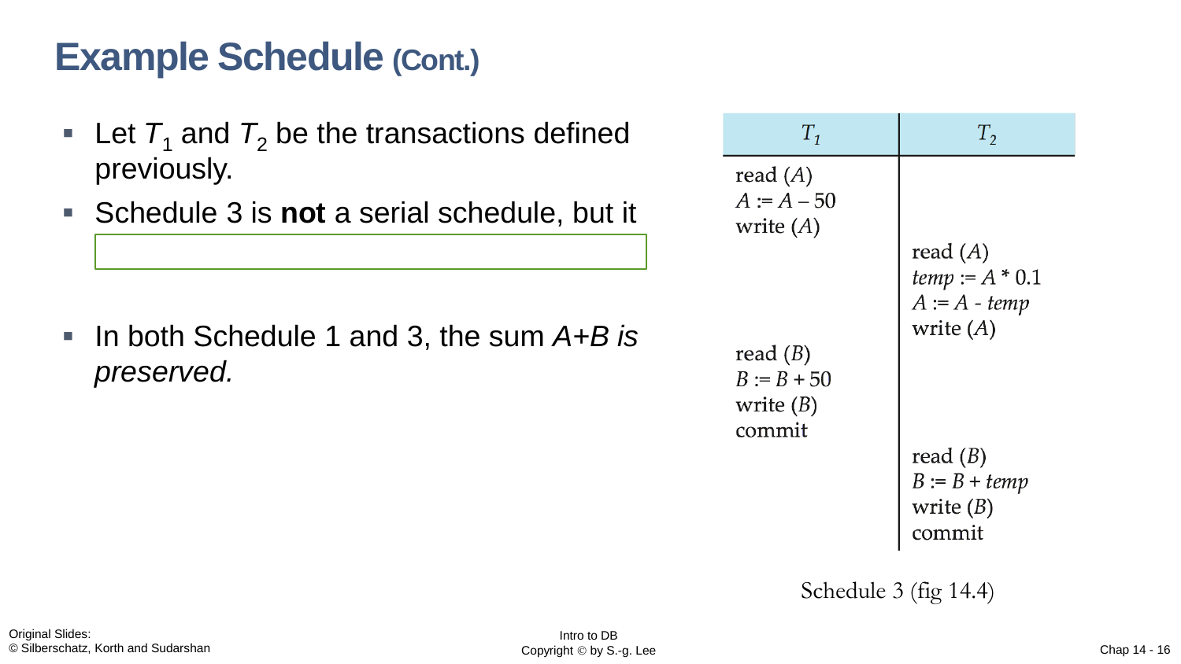# Example Schedule (Cont.)

- Let $T_1$ and $T_2$ be the transactions defined previously.
- Schedule 3 is **not** a serial schedule, but it

- In both Schedule 1 and 3, the sum $A+B$ *is preserved.*

| $T_1$ | $T_2$ |
|---|---|
| read ($A$)<br>$A := A - 50$<br>write ($A$) | |
| | read ($A$)<br>$temp := A * 0.1$<br>$A := A - temp$<br>write ($A$) |
| read ($B$)<br>$B := B + 50$<br>write ($B$)<br>commit | |
| | read ($B$)<br>$B := B + temp$<br>write ($B$)<br>commit |

Schedule 3 (fig 14.4)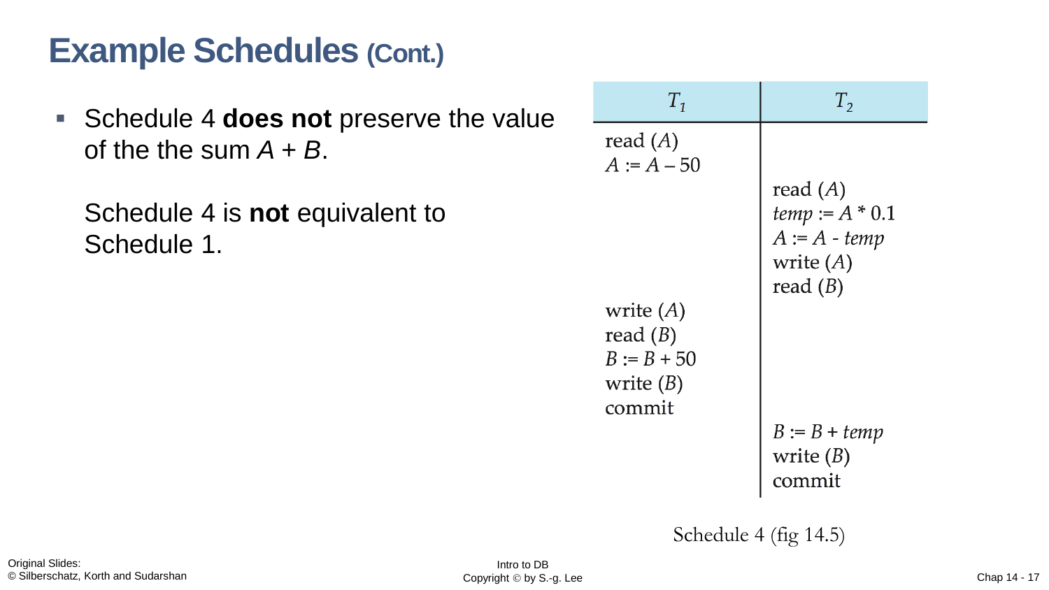# Example Schedules (Cont.)

- Schedule 4 **does not** preserve the value of the the sum $A + B$.

  Schedule 4 is **not** equivalent to Schedule 1.

| $T_1$ | $T_2$ |
|---|---|
| read ($A$) | |
| $A := A - 50$ | |
| | read ($A$) |
| | $temp := A * 0.1$ |
| | $A := A - temp$ |
| | write ($A$) |
| | read ($B$) |
| write ($A$) | |
| read ($B$) | |
| $B := B + 50$ | |
| write ($B$) | |
| commit | |
| | $B := B + temp$ |
| | write ($B$) |
| | commit |

Schedule 4 (fig 14.5)

Original Slides:
© Silberschatz, Korth and Sudarshan

Intro to DB
Copyright © by S.-g. Lee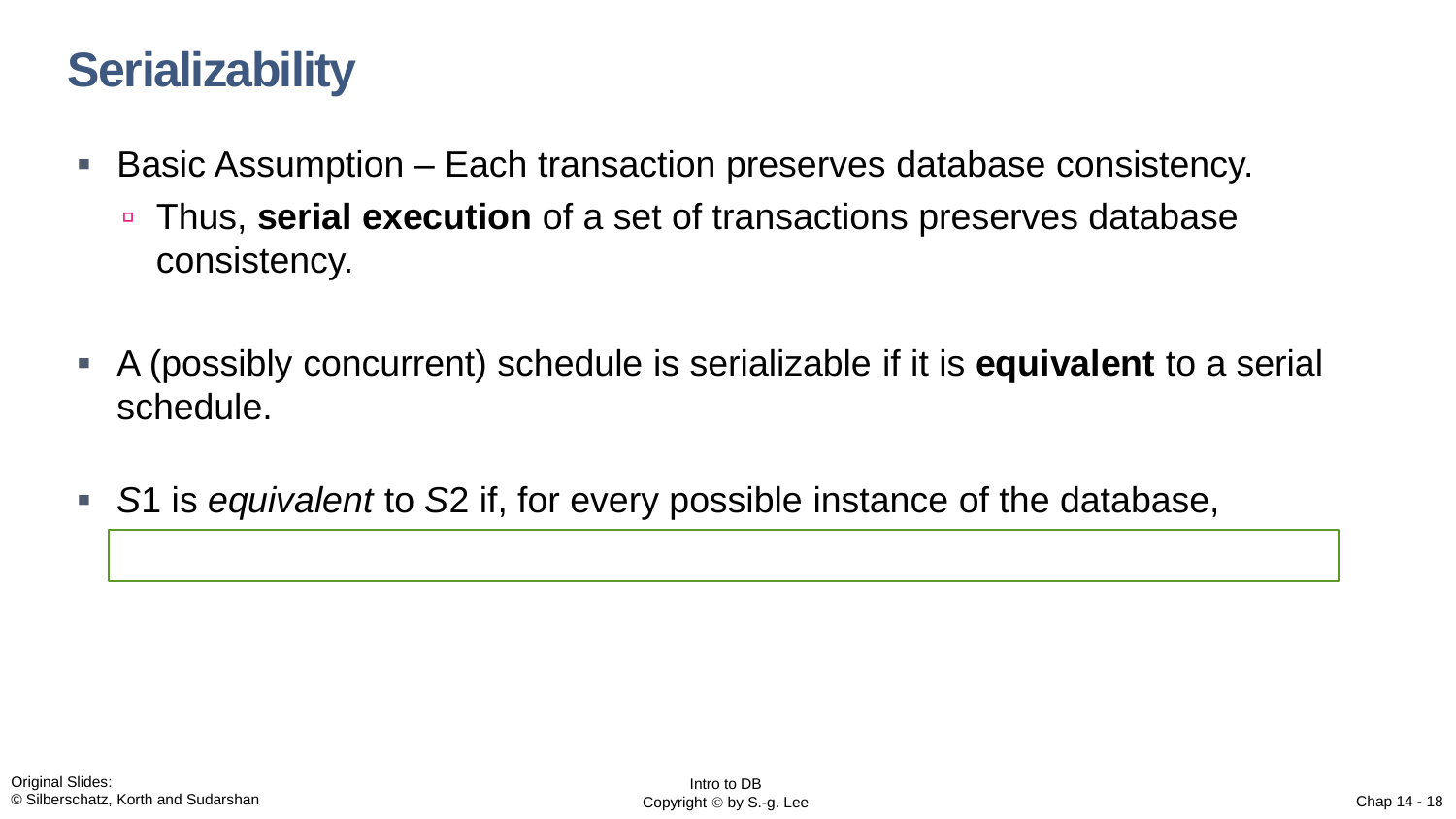# Serializability

- Basic Assumption – Each transaction preserves database consistency.
  - Thus, **serial execution** of a set of transactions preserves database consistency.

- A (possibly concurrent) schedule is serializable if it is **equivalent** to a serial schedule.

- *S*1 is *equivalent* to *S*2 if, for every possible instance of the database,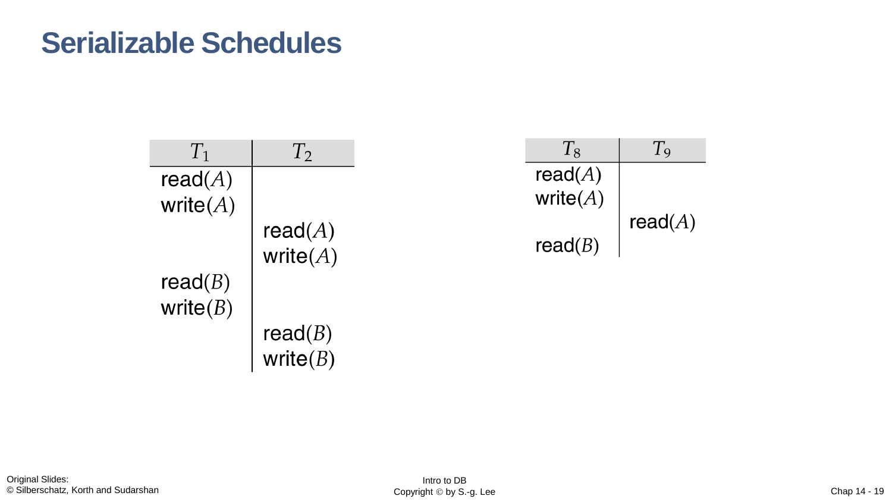# Serializable Schedules

| $T_1$ | $T_2$ |
| --- | --- |
| read($A$) | |
| write($A$) | |
| | read($A$) |
| | write($A$) |
| read($B$) | |
| write($B$) | |
| | read($B$) |
| | write($B$) |

| $T_8$ | $T_9$ |
| --- | --- |
| read($A$) | |
| write($A$) | |
| | read($A$) |
| read($B$) | |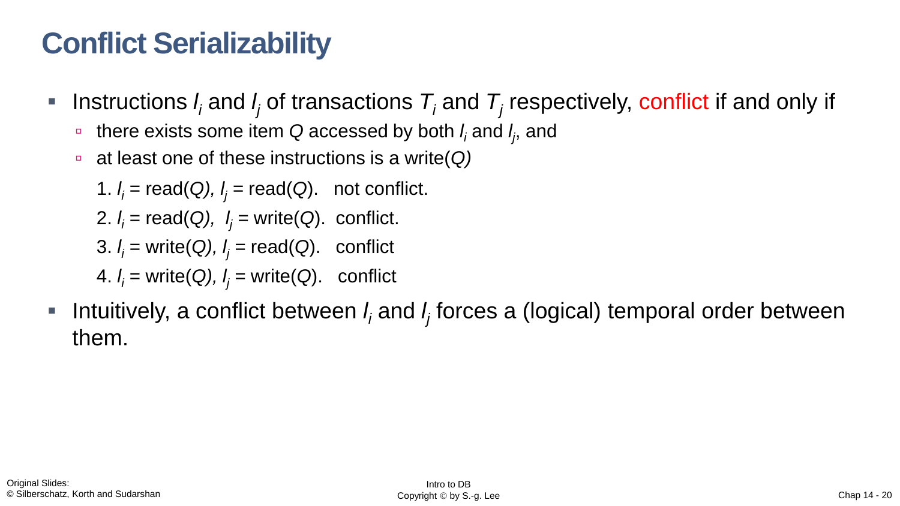# Conflict Serializability

- Instructions $l_i$ and $l_j$ of transactions $T_i$ and $T_j$ respectively, conflict if and only if
  - there exists some item $Q$ accessed by both $l_i$ and $l_j$, and
  - at least one of these instructions is a write($Q$)

    1. $l_i$ = read($Q$), $l_j$ = read($Q$). not conflict.
    2. $l_i$ = read($Q$), $l_j$ = write($Q$). conflict.
    3. $l_i$ = write($Q$), $l_j$ = read($Q$). conflict
    4. $l_i$ = write($Q$), $l_j$ = write($Q$). conflict

- Intuitively, a conflict between $l_i$ and $l_j$ forces a (logical) temporal order between them.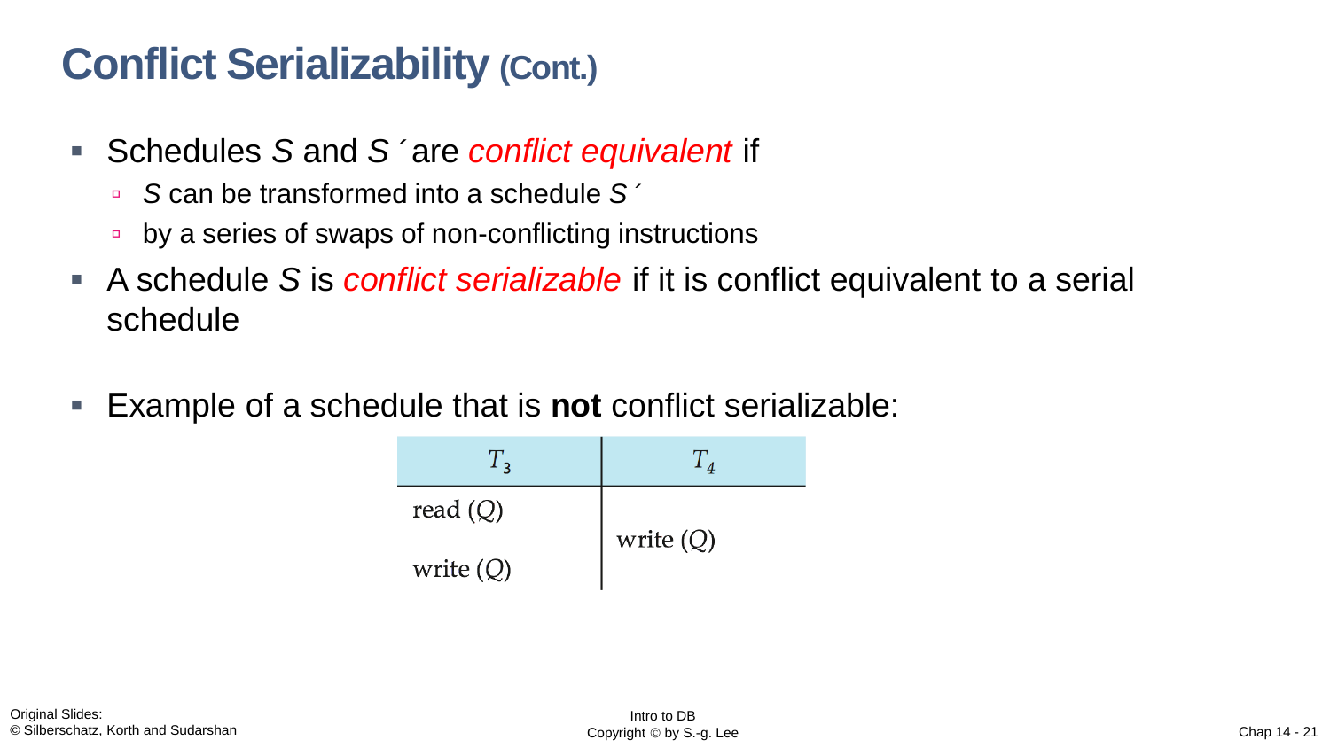# Conflict Serializability (Cont.)

- Schedules *S* and *S´* are *conflict equivalent* if
  - *S* can be transformed into a schedule *S´*
  - by a series of swaps of non-conflicting instructions
- A schedule *S* is *conflict serializable* if it is conflict equivalent to a serial schedule

- Example of a schedule that is **not** conflict serializable:

| $T_3$ | $T_4$ |
|---|---|
| read (*Q*) | |
| | write (*Q*) |
| write (*Q*) | |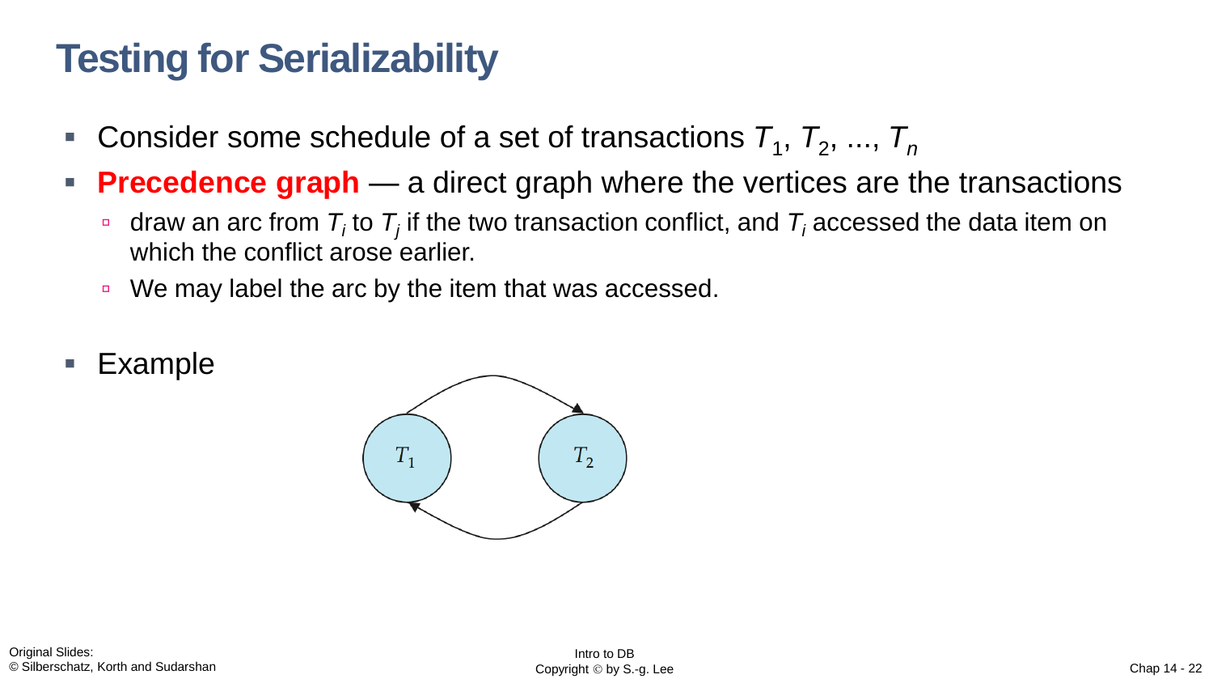# Testing for Serializability

- Consider some schedule of a set of transactions $T_1$, $T_2$, ..., $T_n$
- **Precedence graph** — a direct graph where the vertices are the transactions
  - draw an arc from $T_i$ to $T_j$ if the two transaction conflict, and $T_i$ accessed the data item on which the conflict arose earlier.
  - We may label the arc by the item that was accessed.
- Example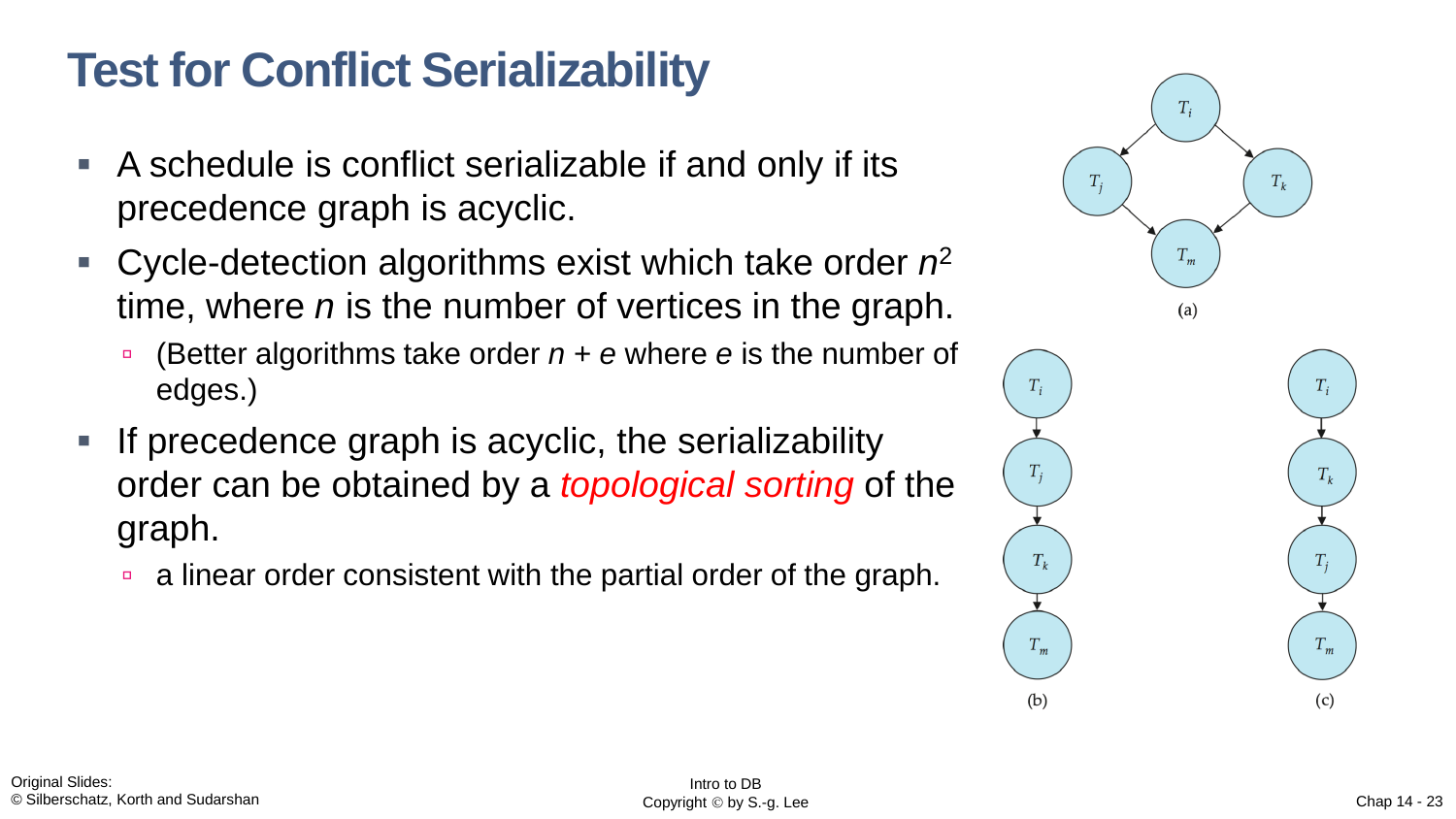# Test for Conflict Serializability

- A schedule is conflict serializable if and only if its precedence graph is acyclic.
- Cycle-detection algorithms exist which take order $n^2$ time, where $n$ is the number of vertices in the graph.
  - (Better algorithms take order $n + e$ where $e$ is the number of edges.)
- If precedence graph is acyclic, the serializability order can be obtained by a *topological sorting* of the graph.
  - a linear order consistent with the partial order of the graph.

(a)

(b)

(c)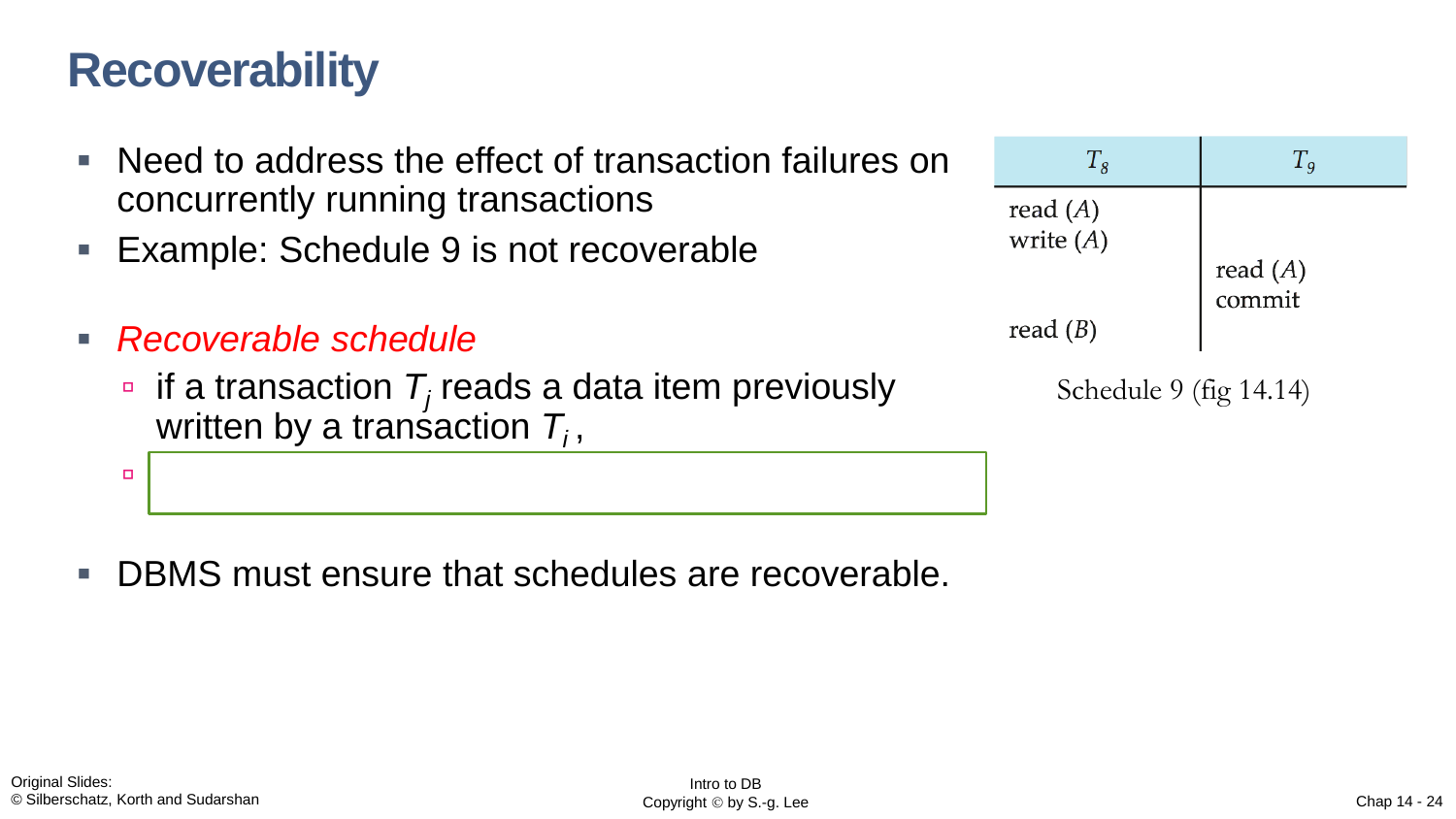# Recoverability

- Need to address the effect of transaction failures on concurrently running transactions
- Example: Schedule 9 is not recoverable

| $T_8$ | $T_9$ |
|---|---|
| read ($A$) | |
| write ($A$) | |
| | read ($A$) |
| | commit |
| read ($B$) | |

Schedule 9 (fig 14.14)

- *Recoverable schedule*
  - if a transaction $T_j$ reads a data item previously written by a transaction $T_i$ ,
  - 

- DBMS must ensure that schedules are recoverable.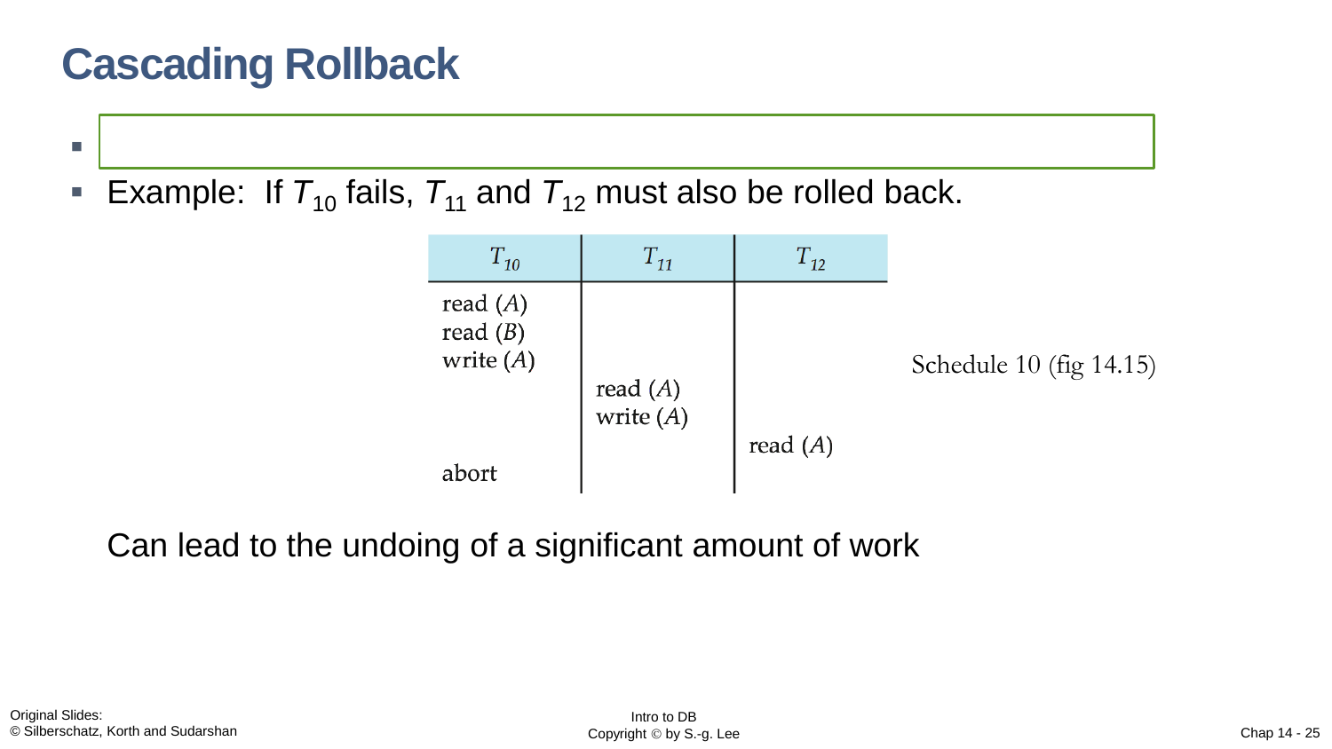# Cascading Rollback

- 
- Example: If $T_{10}$ fails, $T_{11}$ and $T_{12}$ must also be rolled back.

| $T_{10}$ | $T_{11}$ | $T_{12}$ |
|---|---|---|
| read ($A$)<br>read ($B$)<br>write ($A$) | | |
| | read ($A$)<br>write ($A$) | |
| | | read ($A$) |
| abort | | |

Schedule 10 (fig 14.15)

Can lead to the undoing of a significant amount of work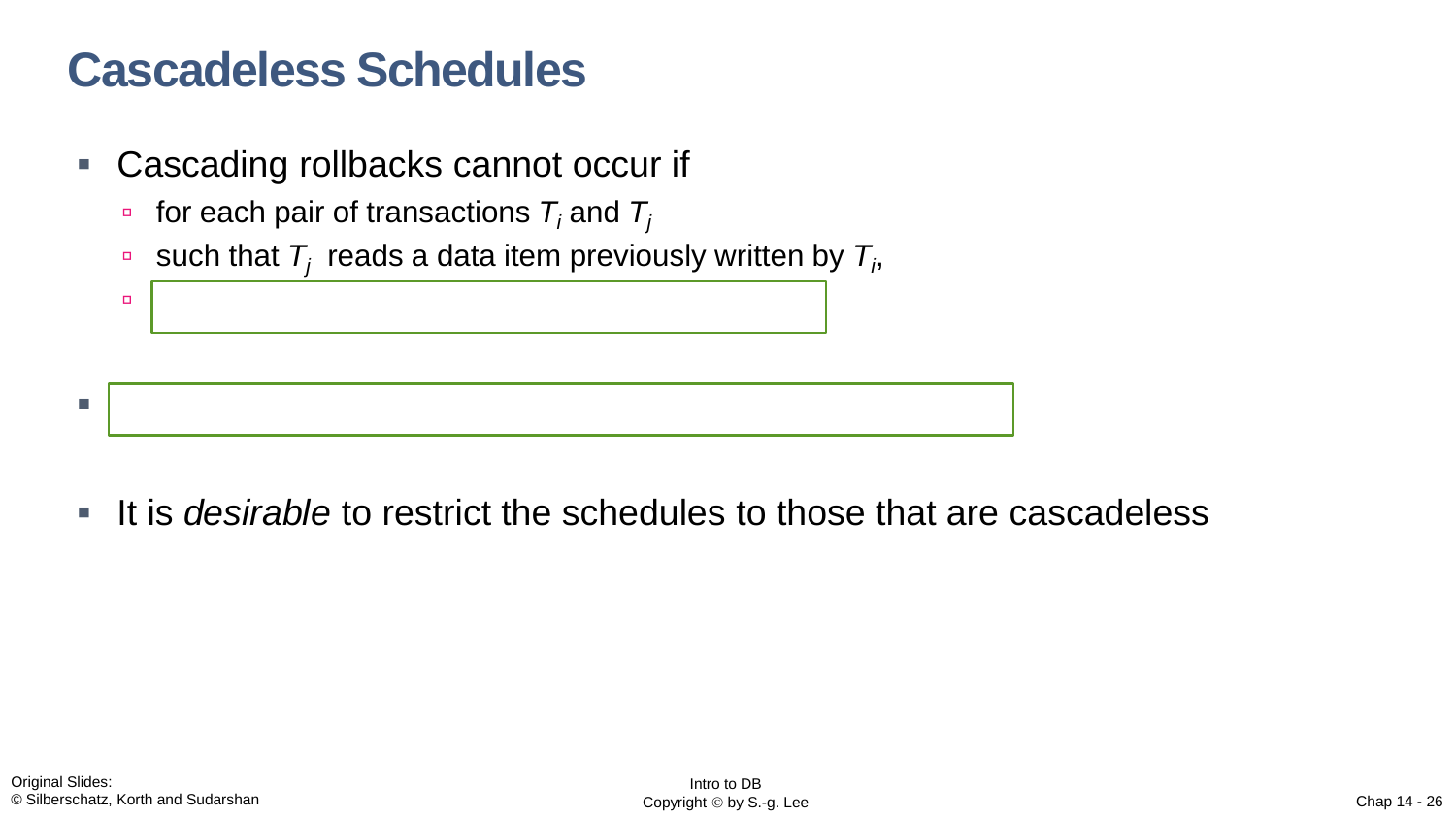# Cascadeless Schedules

- Cascading rollbacks cannot occur if
  - for each pair of transactions $T_i$ and $T_j$
  - such that $T_j$ reads a data item previously written by $T_i$,
  -
-
- It is *desirable* to restrict the schedules to those that are cascadeless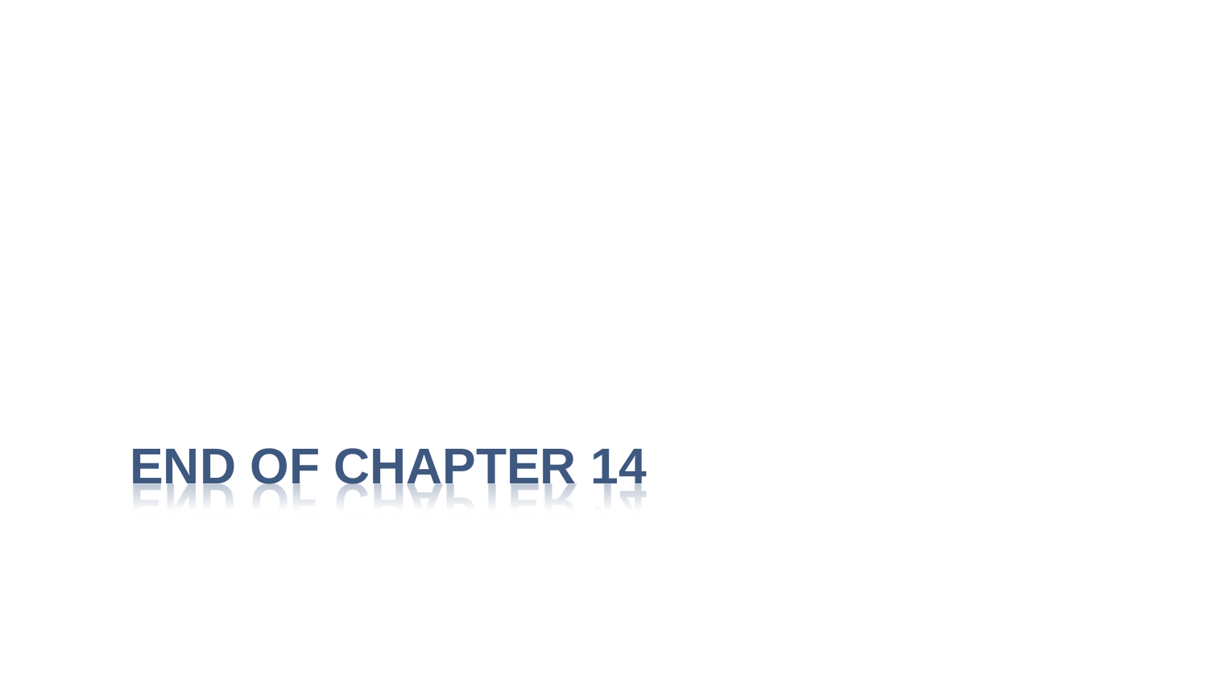# END OF CHAPTER 14